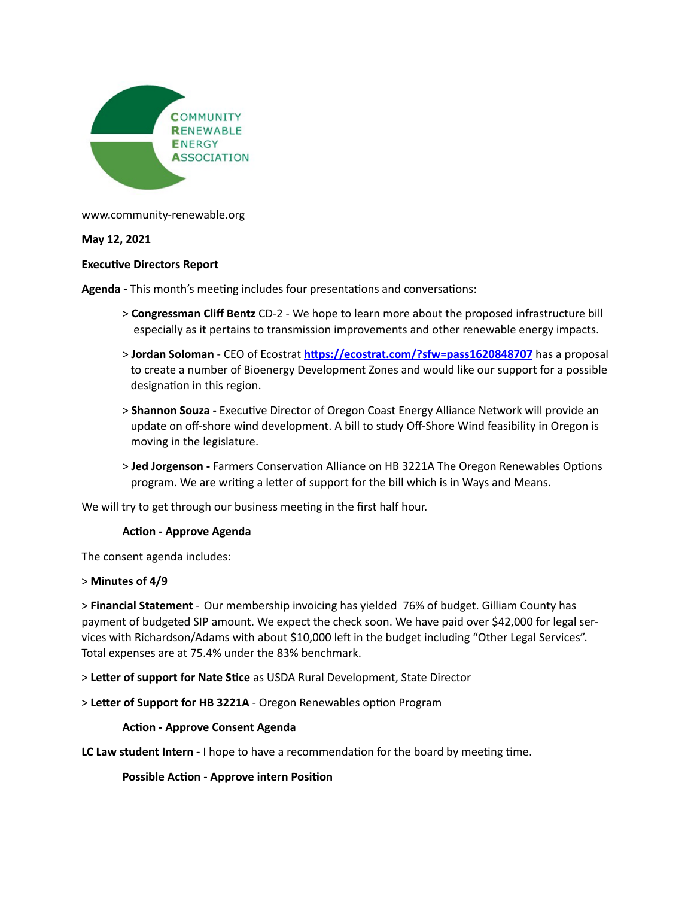COMMUNITY RENEWABLE ENERGY ASSOCIATION

www.community-renewable.org

**May 12, 2021**

**Executive Directors Report**

**Agenda -** This month's meeting includes four presentations and conversations:

> > **Congressman Cliff Bentz** CD-2 - We hope to learn more about the proposed infrastructure bill especially as it pertains to transmission improvements and other renewable energy impacts.
>
> > **Jordan Soloman** - CEO of Ecostrat **[https://ecostrat.com/?sfw=pass1620848707](https://ecostrat.com/?sfw=pass1620848707)** has a proposal to create a number of Bioenergy Development Zones and would like our support for a possible designation in this region.
>
> > **Shannon Souza -** Executive Director of Oregon Coast Energy Alliance Network will provide an update on off-shore wind development. A bill to study Off-Shore Wind feasibility in Oregon is moving in the legislature.
>
> > **Jed Jorgenson -** Farmers Conservation Alliance on HB 3221A The Oregon Renewables Options program. We are writing a letter of support for the bill which is in Ways and Means.

We will try to get through our business meeting in the first half hour.

**Action - Approve Agenda**

The consent agenda includes:

> **Minutes of 4/9**

> **Financial Statement** - Our membership invoicing has yielded 76% of budget. Gilliam County has payment of budgeted SIP amount. We expect the check soon. We have paid over $42,000 for legal services with Richardson/Adams with about $10,000 left in the budget including "Other Legal Services". Total expenses are at 75.4% under the 83% benchmark.

> **Letter of support for Nate Stice** as USDA Rural Development, State Director

> **Letter of Support for HB 3221A** - Oregon Renewables option Program

**Action - Approve Consent Agenda**

**LC Law student Intern -** I hope to have a recommendation for the board by meeting time.

**Possible Action - Approve intern Position**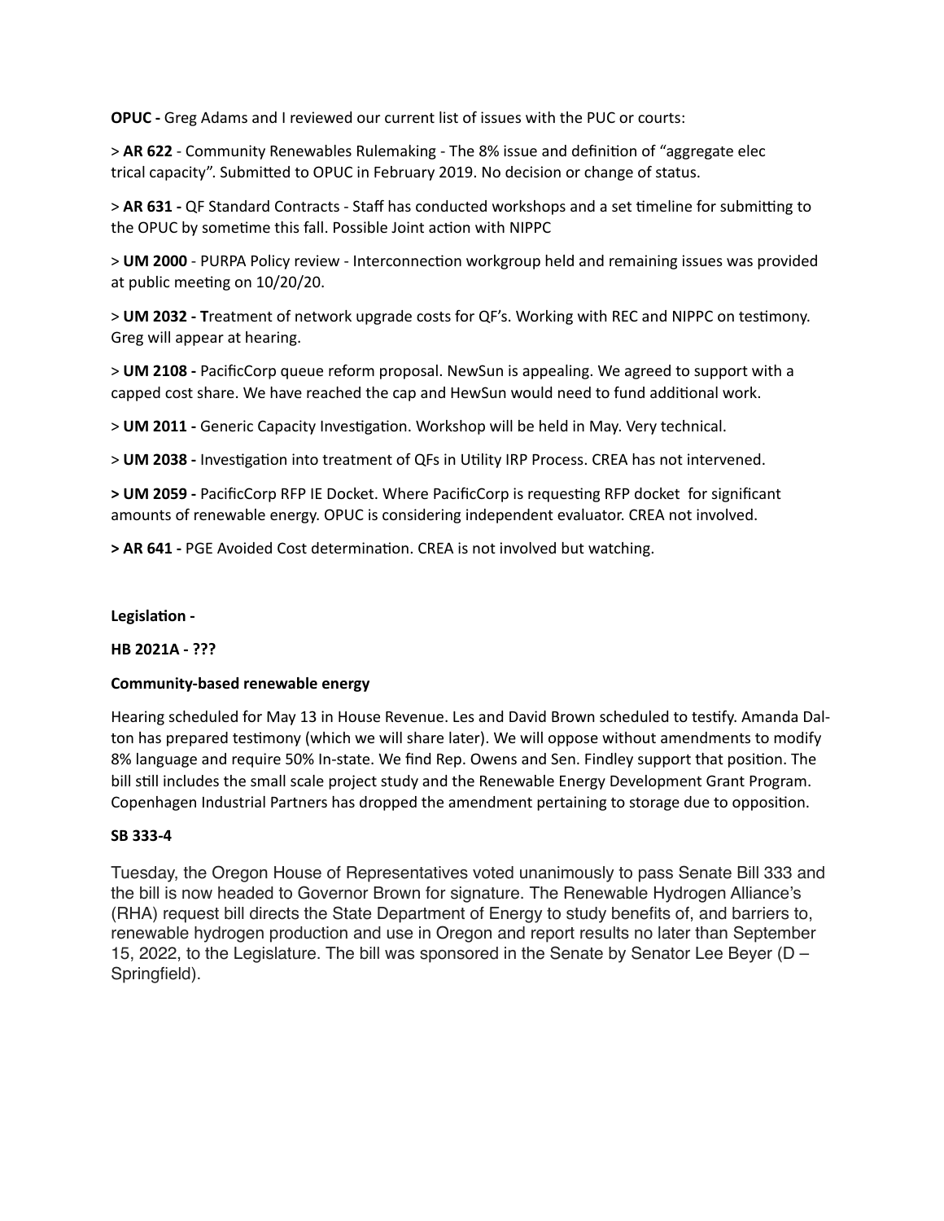**OPUC -** Greg Adams and I reviewed our current list of issues with the PUC or courts:

> **AR 622** - Community Renewables Rulemaking - The 8% issue and definition of "aggregate electrical capacity". Submitted to OPUC in February 2019. No decision or change of status.

> **AR 631 -** QF Standard Contracts - Staff has conducted workshops and a set timeline for submitting to the OPUC by sometime this fall. Possible Joint action with NIPPC

> **UM 2000** - PURPA Policy review - Interconnection workgroup held and remaining issues was provided at public meeting on 10/20/20.

> **UM 2032 - T**reatment of network upgrade costs for QF's. Working with REC and NIPPC on testimony. Greg will appear at hearing.

> **UM 2108 -** PacificCorp queue reform proposal. NewSun is appealing. We agreed to support with a capped cost share. We have reached the cap and HewSun would need to fund additional work.

> **UM 2011 -** Generic Capacity Investigation. Workshop will be held in May. Very technical.

> **UM 2038 -** Investigation into treatment of QFs in Utility IRP Process. CREA has not intervened.

**> UM 2059 -** PacificCorp RFP IE Docket. Where PacificCorp is requesting RFP docket for significant amounts of renewable energy. OPUC is considering independent evaluator. CREA not involved.

**> AR 641 -** PGE Avoided Cost determination. CREA is not involved but watching.

**Legislation -**

**HB 2021A - ???**

**Community-based renewable energy**

Hearing scheduled for May 13 in House Revenue. Les and David Brown scheduled to testify. Amanda Dalton has prepared testimony (which we will share later). We will oppose without amendments to modify 8% language and require 50% In-state. We find Rep. Owens and Sen. Findley support that position. The bill still includes the small scale project study and the Renewable Energy Development Grant Program. Copenhagen Industrial Partners has dropped the amendment pertaining to storage due to opposition.

**SB 333-4**

Tuesday, the Oregon House of Representatives voted unanimously to pass Senate Bill 333 and the bill is now headed to Governor Brown for signature. The Renewable Hydrogen Alliance's (RHA) request bill directs the State Department of Energy to study benefits of, and barriers to, renewable hydrogen production and use in Oregon and report results no later than September 15, 2022, to the Legislature. The bill was sponsored in the Senate by Senator Lee Beyer (D – Springfield).